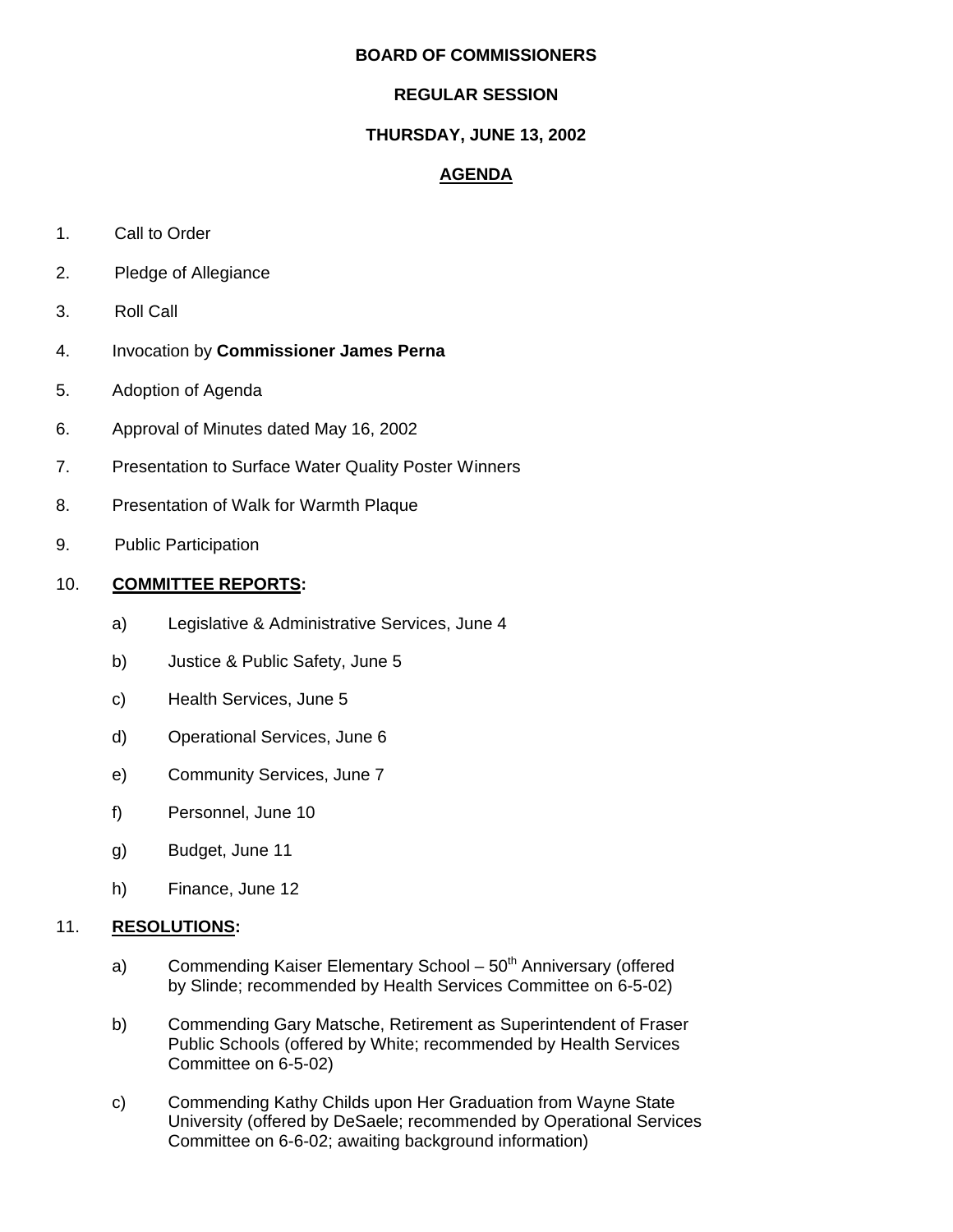**BOARD OF COMMISSIONERS**

**REGULAR SESSION**

**THURSDAY, JUNE 13, 2002**

# AGENDA

1. Call to Order
2. Pledge of Allegiance
3. Roll Call
4. Invocation by **Commissioner James Perna**
5. Adoption of Agenda
6. Approval of Minutes dated May 16, 2002
7. Presentation to Surface Water Quality Poster Winners
8. Presentation of Walk for Warmth Plaque
9. Public Participation
10. **COMMITTEE REPORTS:**

    a) Legislative & Administrative Services, June 4

    b) Justice & Public Safety, June 5

    c) Health Services, June 5

    d) Operational Services, June 6

    e) Community Services, June 7

    f) Personnel, June 10

    g) Budget, June 11

    h) Finance, June 12

11. **RESOLUTIONS:**

    a) Commending Kaiser Elementary School – 50th Anniversary (offered by Slinde; recommended by Health Services Committee on 6-5-02)

    b) Commending Gary Matsche, Retirement as Superintendent of Fraser Public Schools (offered by White; recommended by Health Services Committee on 6-5-02)

    c) Commending Kathy Childs upon Her Graduation from Wayne State University (offered by DeSaele; recommended by Operational Services Committee on 6-6-02; awaiting background information)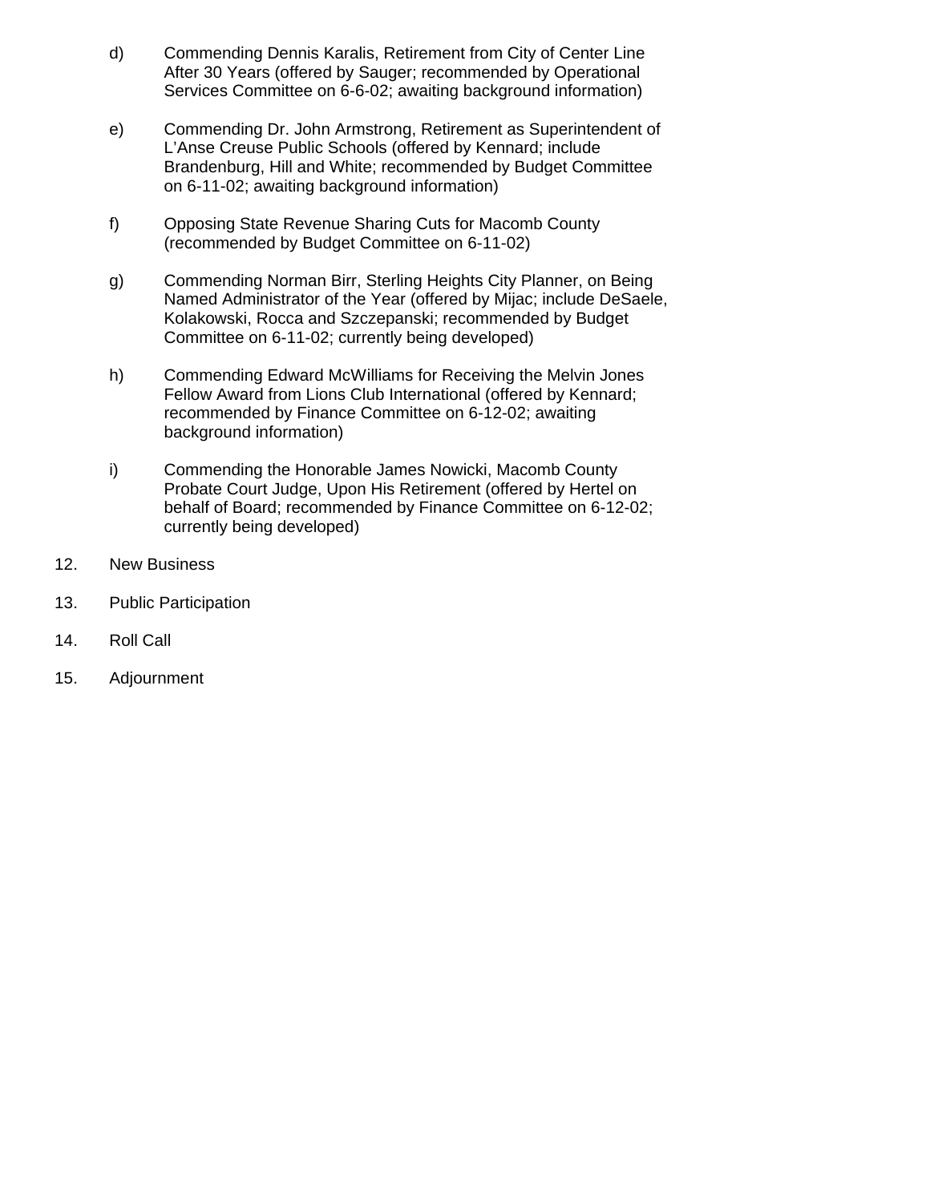d) Commending Dennis Karalis, Retirement from City of Center Line After 30 Years (offered by Sauger; recommended by Operational Services Committee on 6-6-02; awaiting background information)

e) Commending Dr. John Armstrong, Retirement as Superintendent of L'Anse Creuse Public Schools (offered by Kennard; include Brandenburg, Hill and White; recommended by Budget Committee on 6-11-02; awaiting background information)

f) Opposing State Revenue Sharing Cuts for Macomb County (recommended by Budget Committee on 6-11-02)

g) Commending Norman Birr, Sterling Heights City Planner, on Being Named Administrator of the Year (offered by Mijac; include DeSaele, Kolakowski, Rocca and Szczepanski; recommended by Budget Committee on 6-11-02; currently being developed)

h) Commending Edward McWilliams for Receiving the Melvin Jones Fellow Award from Lions Club International (offered by Kennard; recommended by Finance Committee on 6-12-02; awaiting background information)

i) Commending the Honorable James Nowicki, Macomb County Probate Court Judge, Upon His Retirement (offered by Hertel on behalf of Board; recommended by Finance Committee on 6-12-02; currently being developed)

12. New Business

13. Public Participation

14. Roll Call

15. Adjournment